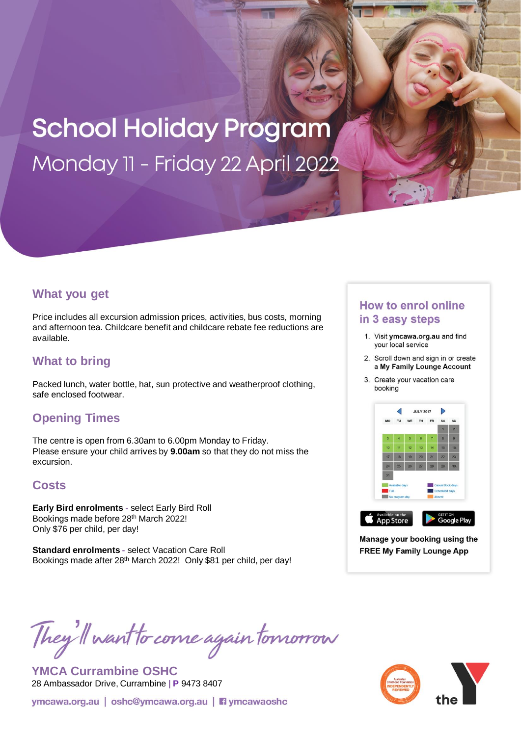# School Holiday Program

Monday 11 - Friday 22 April 2022

## What you get

Price includes all excursion admission prices, activities, bus costs, morning and afternoon tea. Childcare benefit and childcare rebate fee reductions are available.

## What to bring

Packed lunch, water bottle, hat, sun protective and weatherproof clothing, safe enclosed footwear.

## Opening Times

The centre is open from 6.30am to 6.00pm Monday to Friday.
Please ensure your child arrives by **9.00am** so that they do not miss the excursion.

## Costs

**Early Bird enrolments** - select Early Bird Roll
Bookings made before 28th March 2022!
Only $76 per child, per day!

**Standard enrolments** - select Vacation Care Roll
Bookings made after 28th March 2022! Only $81 per child, per day!

## How to enrol online in 3 easy steps

1. Visit **ymcawa.org.au** and find your local service
2. Scroll down and sign in or create a **My Family Lounge Account**
3. Create your vacation care booking

**Manage your booking using the FREE My Family Lounge App**

*They'll want to come again tomorrow*

**YMCA Currambine OSHC**
28 Ambassador Drive, Currambine | P 9473 8407

ymcawa.org.au | oshc@ymcawa.org.au | ymcawaoshc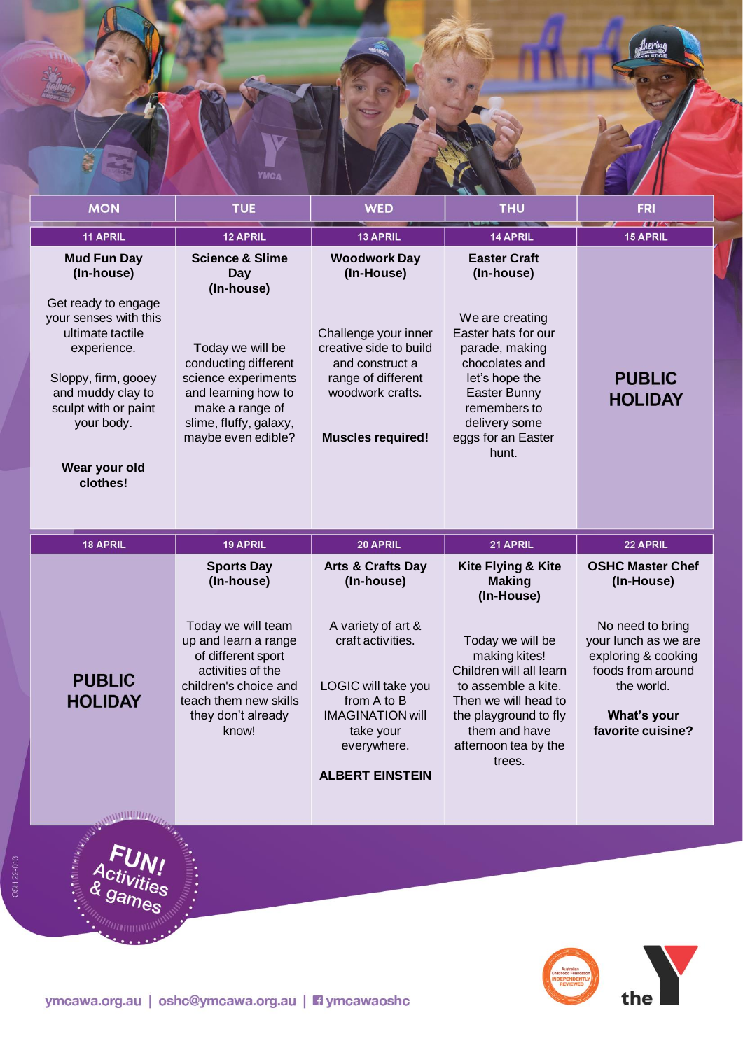| MON | TUE | WED | THU | FRI |
|---|---|---|---|---|
| **11 APRIL** | **12 APRIL** | **13 APRIL** | **14 APRIL** | **15 APRIL** |
| **Mud Fun Day (In-house)**<br><br>Get ready to engage your senses with this ultimate tactile experience.<br><br>Sloppy, firm, gooey and muddy clay to sculpt with or paint your body.<br><br>**Wear your old clothes!** | **Science & Slime Day (In-house)**<br><br>Today we will be conducting different science experiments and learning how to make a range of slime, fluffy, galaxy, maybe even edible? | **Woodwork Day (In-House)**<br><br>Challenge your inner creative side to build and construct a range of different woodwork crafts.<br><br>**Muscles required!** | **Easter Craft (In-house)**<br><br>We are creating Easter hats for our parade, making chocolates and let's hope the Easter Bunny remembers to delivery some eggs for an Easter hunt. | **PUBLIC HOLIDAY** |
| **18 APRIL** | **19 APRIL** | **20 APRIL** | **21 APRIL** | **22 APRIL** |
| **PUBLIC HOLIDAY** | **Sports Day (In-house)**<br><br>Today we will team up and learn a range of different sport activities of the children's choice and teach them new skills they don't already know! | **Arts & Crafts Day (In-house)**<br><br>A variety of art & craft activities.<br><br>LOGIC will take you from A to B IMAGINATION will take your everywhere.<br><br>**ALBERT EINSTEIN** | **Kite Flying & Kite Making (In-House)**<br><br>Today we will be making kites! Children will all learn to assemble a kite. Then we will head to the playground to fly them and have afternoon tea by the trees. | **OSHC Master Chef (In-House)**<br><br>No need to bring your lunch as we are exploring & cooking foods from around the world.<br><br>**What's your favorite cuisine?** |

FUN! Activities & games

OSH 22-013

ymcawa.org.au | oshc@ymcawa.org.au | ymcawaoshc